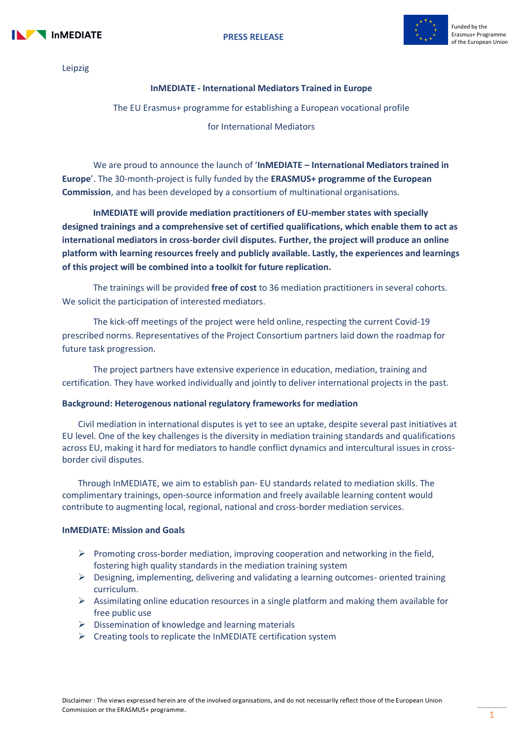InMEDIATE

**PRESS RELEASE**

Funded by the Erasmus+ Programme of the European Union

Leipzig

**InMEDIATE - International Mediators Trained in Europe**

The EU Erasmus+ programme for establishing a European vocational profile

for International Mediators

We are proud to announce the launch of '**InMEDIATE – International Mediators trained in Europe**'. The 30-month-project is fully funded by the **ERASMUS+ programme of the European Commission**, and has been developed by a consortium of multinational organisations.

**InMEDIATE will provide mediation practitioners of EU-member states with specially designed trainings and a comprehensive set of certified qualifications, which enable them to act as international mediators in cross-border civil disputes. Further, the project will produce an online platform with learning resources freely and publicly available. Lastly, the experiences and learnings of this project will be combined into a toolkit for future replication.**

The trainings will be provided **free of cost** to 36 mediation practitioners in several cohorts. We solicit the participation of interested mediators.

The kick-off meetings of the project were held online, respecting the current Covid-19 prescribed norms. Representatives of the Project Consortium partners laid down the roadmap for future task progression.

The project partners have extensive experience in education, mediation, training and certification. They have worked individually and jointly to deliver international projects in the past.

**Background: Heterogenous national regulatory frameworks for mediation**

Civil mediation in international disputes is yet to see an uptake, despite several past initiatives at EU level. One of the key challenges is the diversity in mediation training standards and qualifications across EU, making it hard for mediators to handle conflict dynamics and intercultural issues in cross-border civil disputes.

Through InMEDIATE, we aim to establish pan- EU standards related to mediation skills. The complimentary trainings, open-source information and freely available learning content would contribute to augmenting local, regional, national and cross-border mediation services.

**InMEDIATE: Mission and Goals**

- Promoting cross-border mediation, improving cooperation and networking in the field, fostering high quality standards in the mediation training system
- Designing, implementing, delivering and validating a learning outcomes- oriented training curriculum.
- Assimilating online education resources in a single platform and making them available for free public use
- Dissemination of knowledge and learning materials
- Creating tools to replicate the InMEDIATE certification system

Disclaimer : The views expressed herein are of the involved organisations, and do not necessarily reflect those of the European Union Commission or the ERASMUS+ programme.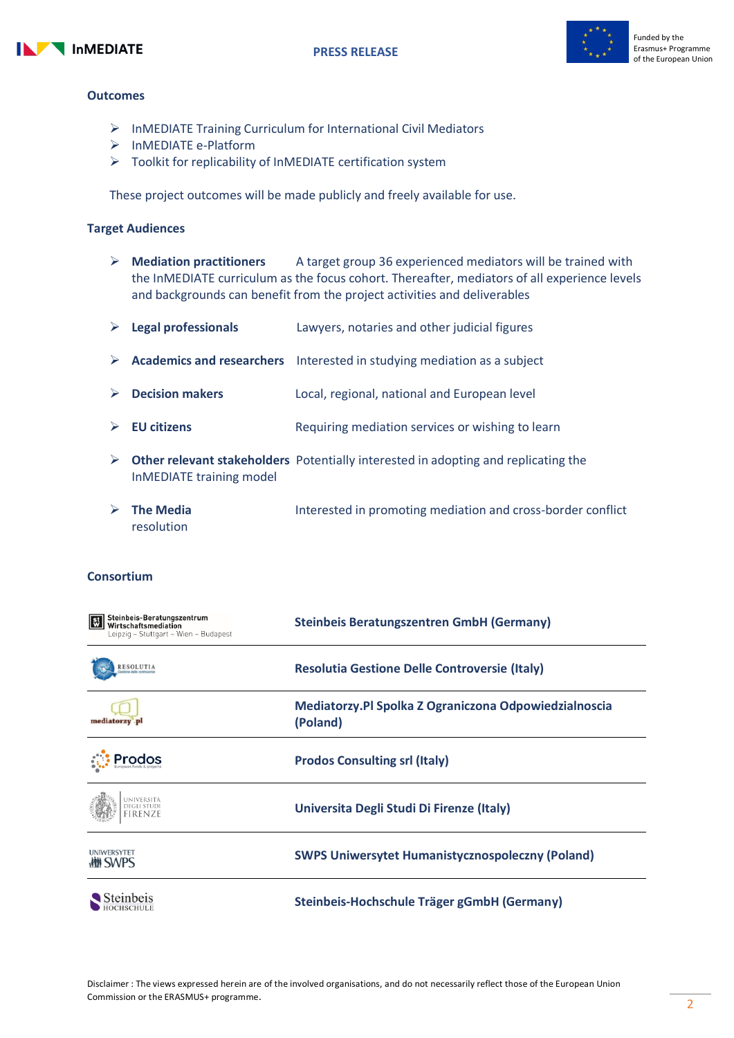### Outcomes

- InMEDIATE Training Curriculum for International Civil Mediators
- InMEDIATE e-Platform
- Toolkit for replicability of InMEDIATE certification system

These project outcomes will be made publicly and freely available for use.

### Target Audiences

- **Mediation practitioners** A target group 36 experienced mediators will be trained with the InMEDIATE curriculum as the focus cohort. Thereafter, mediators of all experience levels and backgrounds can benefit from the project activities and deliverables
- **Legal professionals** Lawyers, notaries and other judicial figures
- **Academics and researchers** Interested in studying mediation as a subject
- **Decision makers** Local, regional, national and European level
- **EU citizens** Requiring mediation services or wishing to learn
- **Other relevant stakeholders** Potentially interested in adopting and replicating the InMEDIATE training model
- **The Media** Interested in promoting mediation and cross-border conflict resolution

### Consortium

| | |
|---|---|
| Steinbeis-Beratungszentrum Wirtschaftsmediation Leipzig – Stuttgart – Wien – Budapest | **Steinbeis Beratungszentren GmbH (Germany)** |
| RESOLUTIA | **Resolutia Gestione Delle Controversie (Italy)** |
| mediatorzy.pl | **Mediatorzy.Pl Spolka Z Ograniczona Odpowiedzialnoscia (Poland)** |
| Prodos | **Prodos Consulting srl (Italy)** |
| Università degli Studi Firenze | **Universita Degli Studi Di Firenze (Italy)** |
| Uniwersytet SWPS | **SWPS Uniwersytet Humanistycznospoleczny (Poland)** |
| Steinbeis Hochschule | **Steinbeis-Hochschule Träger gGmbH (Germany)** |

Disclaimer : The views expressed herein are of the involved organisations, and do not necessarily reflect those of the European Union Commission or the ERASMUS+ programme.